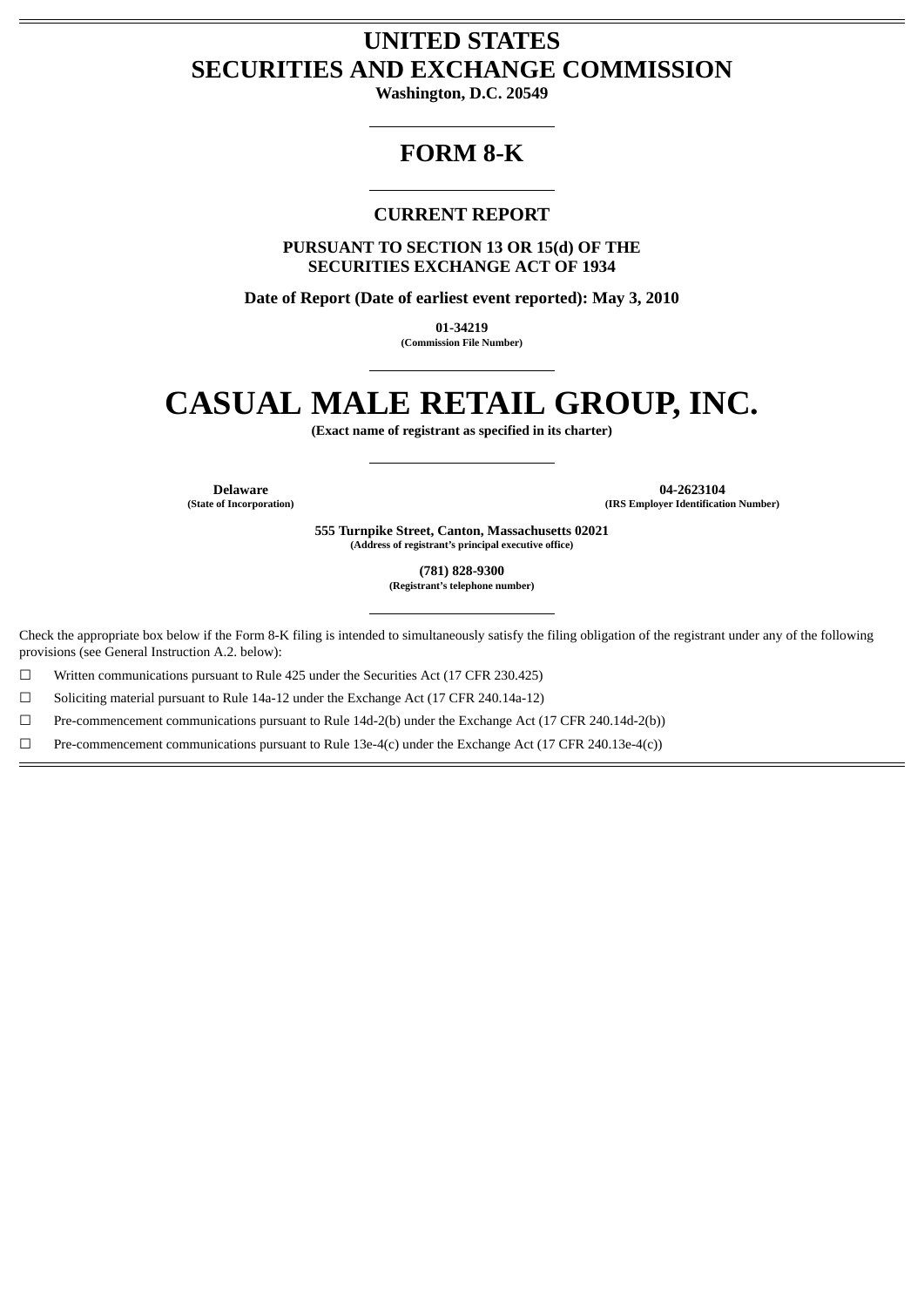# UNITED STATES SECURITIES AND EXCHANGE COMMISSION

**Washington, D.C. 20549**

---

# FORM 8-K

---

## CURRENT REPORT

**PURSUANT TO SECTION 13 OR 15(d) OF THE SECURITIES EXCHANGE ACT OF 1934**

**Date of Report (Date of earliest event reported): May 3, 2010**

**01-34219**
**(Commission File Number)**

---

# CASUAL MALE RETAIL GROUP, INC.

**(Exact name of registrant as specified in its charter)**

---

| **Delaware** | **04-2623104** |
|---|---|
| **(State of Incorporation)** | **(IRS Employer Identification Number)** |

**555 Turnpike Street, Canton, Massachusetts 02021**
**(Address of registrant's principal executive office)**

**(781) 828-9300**
**(Registrant's telephone number)**

---

Check the appropriate box below if the Form 8-K filing is intended to simultaneously satisfy the filing obligation of the registrant under any of the following provisions (see General Instruction A.2. below):

☐ Written communications pursuant to Rule 425 under the Securities Act (17 CFR 230.425)

☐ Soliciting material pursuant to Rule 14a-12 under the Exchange Act (17 CFR 240.14a-12)

☐ Pre-commencement communications pursuant to Rule 14d-2(b) under the Exchange Act (17 CFR 240.14d-2(b))

☐ Pre-commencement communications pursuant to Rule 13e-4(c) under the Exchange Act (17 CFR 240.13e-4(c))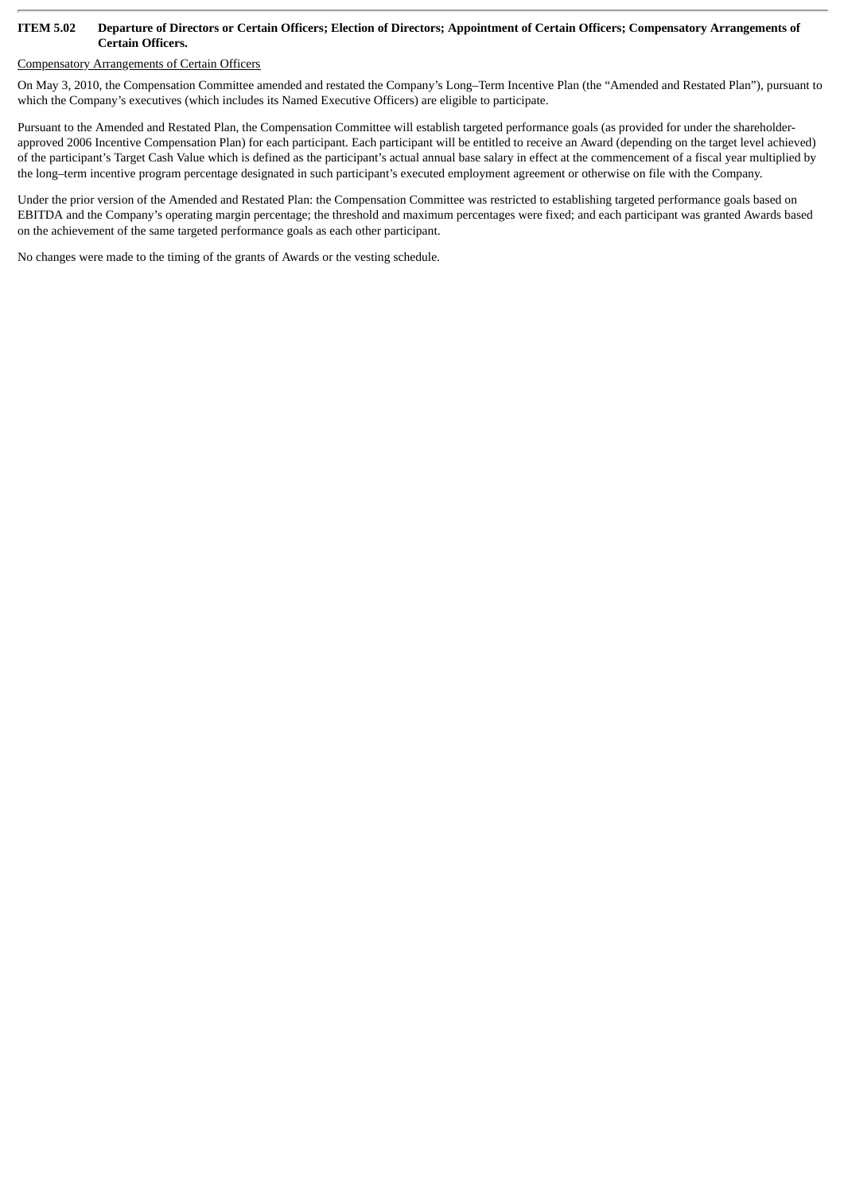**ITEM 5.02 Departure of Directors or Certain Officers; Election of Directors; Appointment of Certain Officers; Compensatory Arrangements of Certain Officers.**

Compensatory Arrangements of Certain Officers

On May 3, 2010, the Compensation Committee amended and restated the Company's Long–Term Incentive Plan (the "Amended and Restated Plan"), pursuant to which the Company's executives (which includes its Named Executive Officers) are eligible to participate.

Pursuant to the Amended and Restated Plan, the Compensation Committee will establish targeted performance goals (as provided for under the shareholder-approved 2006 Incentive Compensation Plan) for each participant. Each participant will be entitled to receive an Award (depending on the target level achieved) of the participant's Target Cash Value which is defined as the participant's actual annual base salary in effect at the commencement of a fiscal year multiplied by the long–term incentive program percentage designated in such participant's executed employment agreement or otherwise on file with the Company.

Under the prior version of the Amended and Restated Plan: the Compensation Committee was restricted to establishing targeted performance goals based on EBITDA and the Company's operating margin percentage; the threshold and maximum percentages were fixed; and each participant was granted Awards based on the achievement of the same targeted performance goals as each other participant.

No changes were made to the timing of the grants of Awards or the vesting schedule.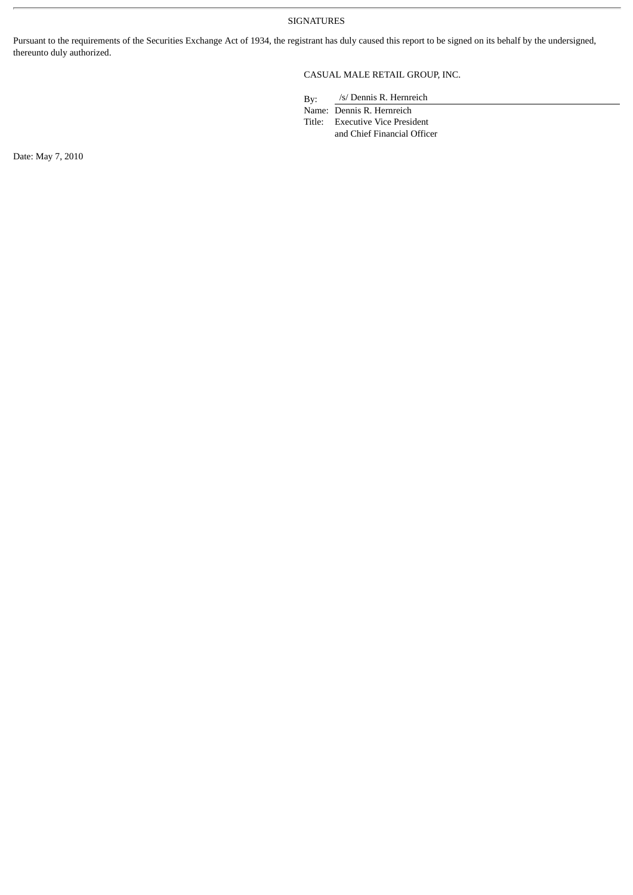# SIGNATURES

Pursuant to the requirements of the Securities Exchange Act of 1934, the registrant has duly caused this report to be signed on its behalf by the undersigned, thereunto duly authorized.

CASUAL MALE RETAIL GROUP, INC.

By: /s/ Dennis R. Hernreich
Name: Dennis R. Hernreich
Title: Executive Vice President and Chief Financial Officer

Date: May 7, 2010